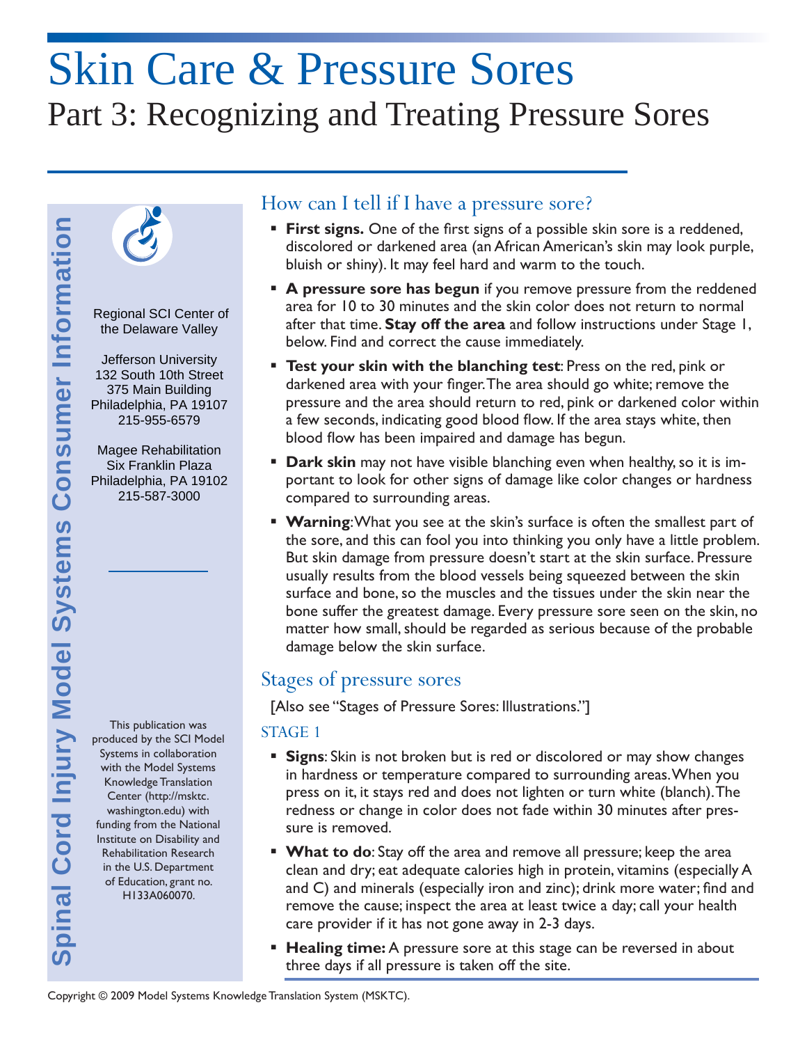# Skin Care & Pressure Sores

## Part 3: Recognizing and Treating Pressure Sores

Spinal Cord Injury Model Systems Consumer Information

Regional SCI Center of the Delaware Valley

Jefferson University
132 South 10th Street
375 Main Building
Philadelphia, PA 19107
215-955-6579

Magee Rehabilitation
Six Franklin Plaza
Philadelphia, PA 19102
215-587-3000

This publication was produced by the SCI Model Systems in collaboration with the Model Systems Knowledge Translation Center (http://msktc.washington.edu) with funding from the National Institute on Disability and Rehabilitation Research in the U.S. Department of Education, grant no. H133A060070.

### How can I tell if I have a pressure sore?

- **First signs.** One of the first signs of a possible skin sore is a reddened, discolored or darkened area (an African American's skin may look purple, bluish or shiny). It may feel hard and warm to the touch.
- **A pressure sore has begun** if you remove pressure from the reddened area for 10 to 30 minutes and the skin color does not return to normal after that time. **Stay off the area** and follow instructions under Stage 1, below. Find and correct the cause immediately.
- **Test your skin with the blanching test**: Press on the red, pink or darkened area with your finger. The area should go white; remove the pressure and the area should return to red, pink or darkened color within a few seconds, indicating good blood flow. If the area stays white, then blood flow has been impaired and damage has begun.
- **Dark skin** may not have visible blanching even when healthy, so it is important to look for other signs of damage like color changes or hardness compared to surrounding areas.
- **Warning**: What you see at the skin's surface is often the smallest part of the sore, and this can fool you into thinking you only have a little problem. But skin damage from pressure doesn't start at the skin surface. Pressure usually results from the blood vessels being squeezed between the skin surface and bone, so the muscles and the tissues under the skin near the bone suffer the greatest damage. Every pressure sore seen on the skin, no matter how small, should be regarded as serious because of the probable damage below the skin surface.

### Stages of pressure sores

[Also see "Stages of Pressure Sores: Illustrations."]

#### STAGE 1

- **Signs**: Skin is not broken but is red or discolored or may show changes in hardness or temperature compared to surrounding areas. When you press on it, it stays red and does not lighten or turn white (blanch). The redness or change in color does not fade within 30 minutes after pressure is removed.
- **What to do**: Stay off the area and remove all pressure; keep the area clean and dry; eat adequate calories high in protein, vitamins (especially A and C) and minerals (especially iron and zinc); drink more water; find and remove the cause; inspect the area at least twice a day; call your health care provider if it has not gone away in 2-3 days.
- **Healing time:** A pressure sore at this stage can be reversed in about three days if all pressure is taken off the site.

Copyright © 2009 Model Systems Knowledge Translation System (MSKTC).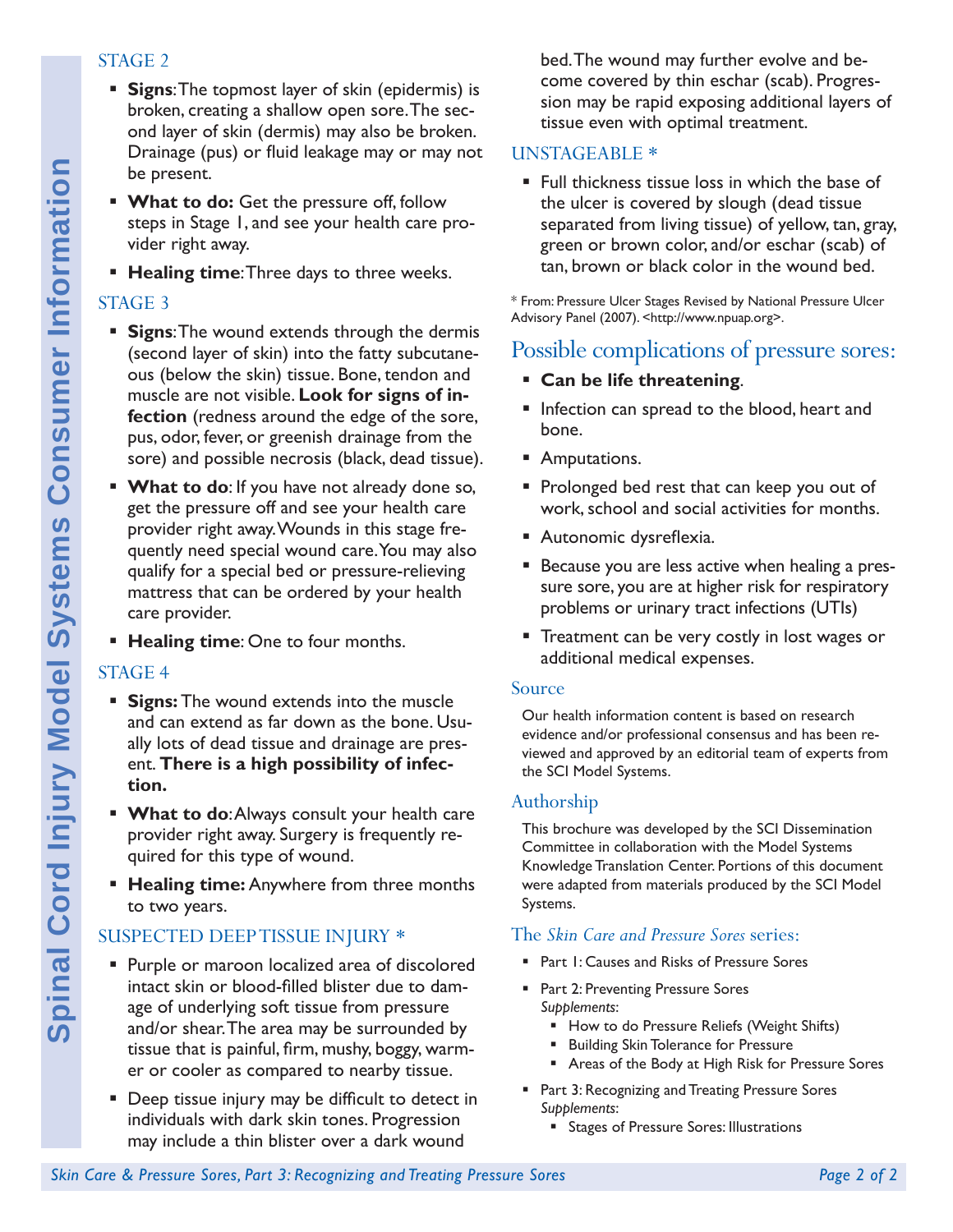### STAGE 2

- **Signs**: The topmost layer of skin (epidermis) is broken, creating a shallow open sore. The second layer of skin (dermis) may also be broken. Drainage (pus) or fluid leakage may or may not be present.
- **What to do:** Get the pressure off, follow steps in Stage 1, and see your health care provider right away.
- **Healing time**: Three days to three weeks.

### STAGE 3

- **Signs**: The wound extends through the dermis (second layer of skin) into the fatty subcutaneous (below the skin) tissue. Bone, tendon and muscle are not visible. **Look for signs of infection** (redness around the edge of the sore, pus, odor, fever, or greenish drainage from the sore) and possible necrosis (black, dead tissue).
- **What to do**: If you have not already done so, get the pressure off and see your health care provider right away. Wounds in this stage frequently need special wound care. You may also qualify for a special bed or pressure-relieving mattress that can be ordered by your health care provider.
- **Healing time**: One to four months.

### STAGE 4

- **Signs:** The wound extends into the muscle and can extend as far down as the bone. Usually lots of dead tissue and drainage are present. **There is a high possibility of infection.**
- **What to do**: Always consult your health care provider right away. Surgery is frequently required for this type of wound.
- **Healing time:** Anywhere from three months to two years.

### SUSPECTED DEEP TISSUE INJURY *

- Purple or maroon localized area of discolored intact skin or blood-filled blister due to damage of underlying soft tissue from pressure and/or shear. The area may be surrounded by tissue that is painful, firm, mushy, boggy, warmer or cooler as compared to nearby tissue.
- Deep tissue injury may be difficult to detect in individuals with dark skin tones. Progression may include a thin blister over a dark wound bed. The wound may further evolve and become covered by thin eschar (scab). Progression may be rapid exposing additional layers of tissue even with optimal treatment.

### UNSTAGEABLE *

- Full thickness tissue loss in which the base of the ulcer is covered by slough (dead tissue separated from living tissue) of yellow, tan, gray, green or brown color, and/or eschar (scab) of tan, brown or black color in the wound bed.

* From: Pressure Ulcer Stages Revised by National Pressure Ulcer Advisory Panel (2007). <http://www.npuap.org>.

## Possible complications of pressure sores:

- **Can be life threatening**.
- Infection can spread to the blood, heart and bone.
- Amputations.
- Prolonged bed rest that can keep you out of work, school and social activities for months.
- Autonomic dysreflexia.
- Because you are less active when healing a pressure sore, you are at higher risk for respiratory problems or urinary tract infections (UTIs)
- Treatment can be very costly in lost wages or additional medical expenses.

### Source

Our health information content is based on research evidence and/or professional consensus and has been reviewed and approved by an editorial team of experts from the SCI Model Systems.

### Authorship

This brochure was developed by the SCI Dissemination Committee in collaboration with the Model Systems Knowledge Translation Center. Portions of this document were adapted from materials produced by the SCI Model Systems.

### The *Skin Care and Pressure Sores* series:

- Part 1: Causes and Risks of Pressure Sores
- Part 2: Preventing Pressure Sores
  *Supplements*:
  - How to do Pressure Reliefs (Weight Shifts)
  - Building Skin Tolerance for Pressure
  - Areas of the Body at High Risk for Pressure Sores
- Part 3: Recognizing and Treating Pressure Sores
  *Supplements*:
  - Stages of Pressure Sores: Illustrations